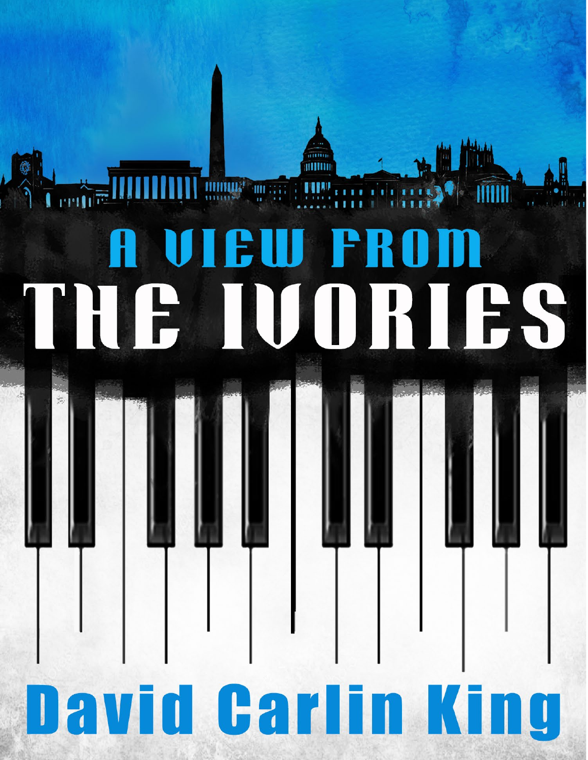# A VIEW FROM THE IVORIES

David Carlin King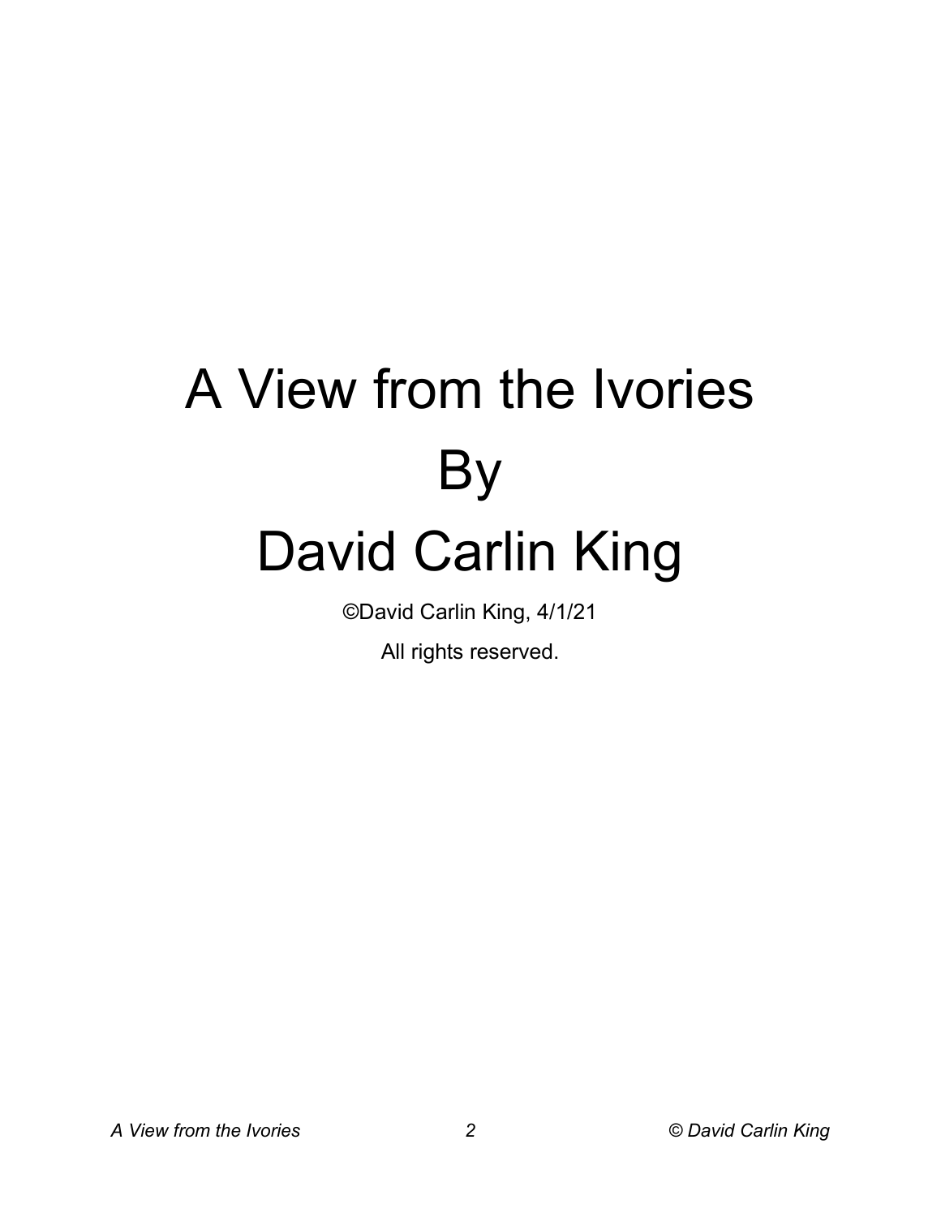# A View from the Ivories

# By

# David Carlin King

©David Carlin King, 4/1/21

All rights reserved.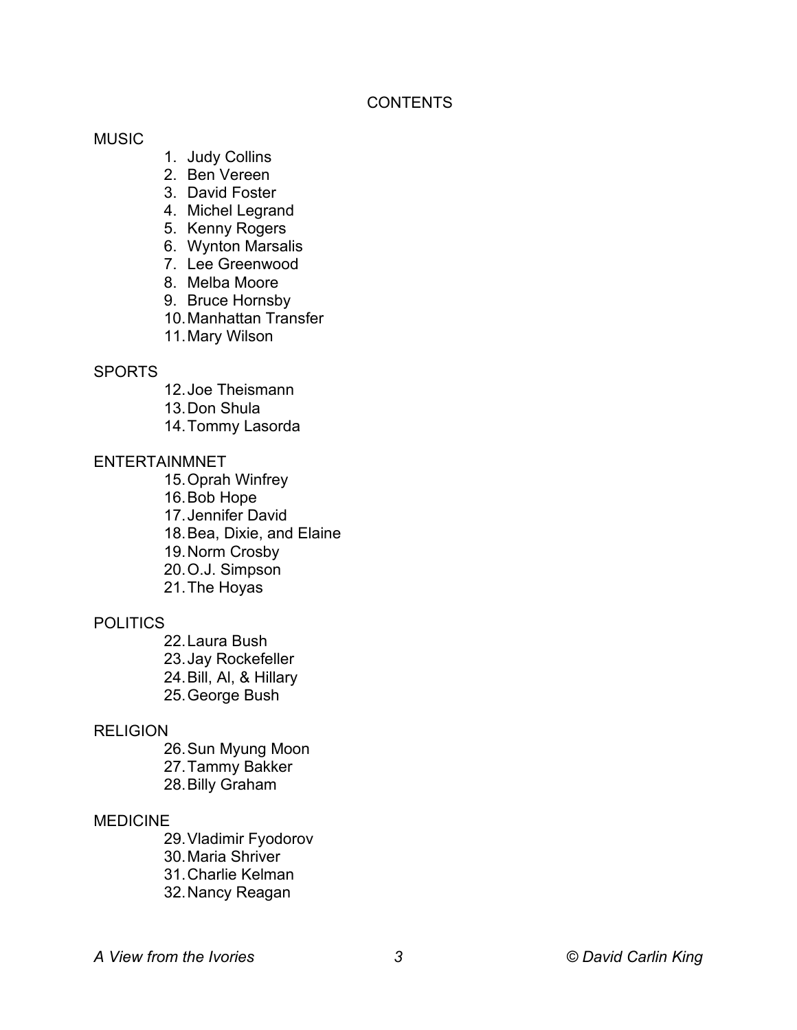# CONTENTS

## MUSIC

1. Judy Collins
2. Ben Vereen
3. David Foster
4. Michel Legrand
5. Kenny Rogers
6. Wynton Marsalis
7. Lee Greenwood
8. Melba Moore
9. Bruce Hornsby
10. Manhattan Transfer
11. Mary Wilson

## SPORTS

12. Joe Theismann
13. Don Shula
14. Tommy Lasorda

## ENTERTAINMNET

15. Oprah Winfrey
16. Bob Hope
17. Jennifer David
18. Bea, Dixie, and Elaine
19. Norm Crosby
20. O.J. Simpson
21. The Hoyas

## POLITICS

22. Laura Bush
23. Jay Rockefeller
24. Bill, Al, & Hillary
25. George Bush

## RELIGION

26. Sun Myung Moon
27. Tammy Bakker
28. Billy Graham

## MEDICINE

29. Vladimir Fyodorov
30. Maria Shriver
31. Charlie Kelman
32. Nancy Reagan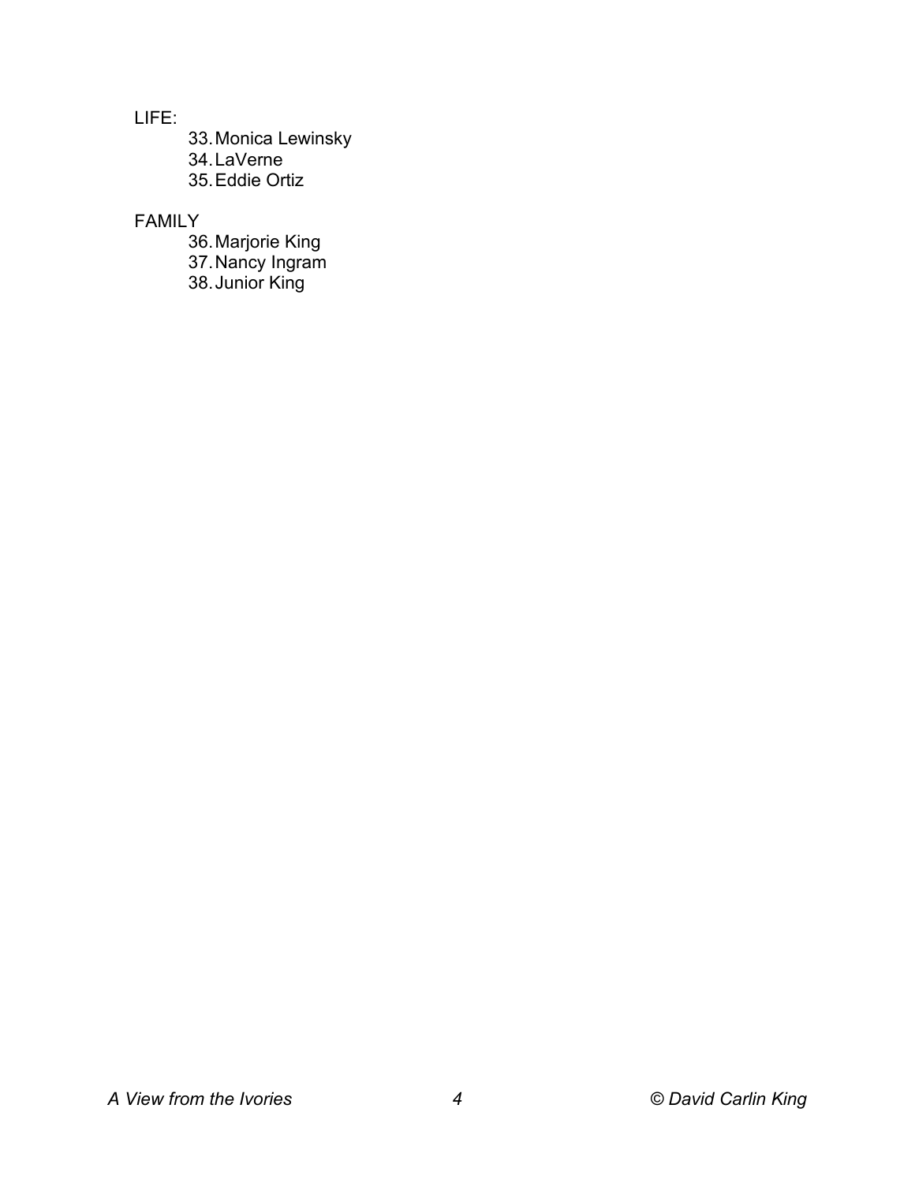LIFE:

33. Monica Lewinsky
34. LaVerne
35. Eddie Ortiz

FAMILY

36. Marjorie King
37. Nancy Ingram
38. Junior King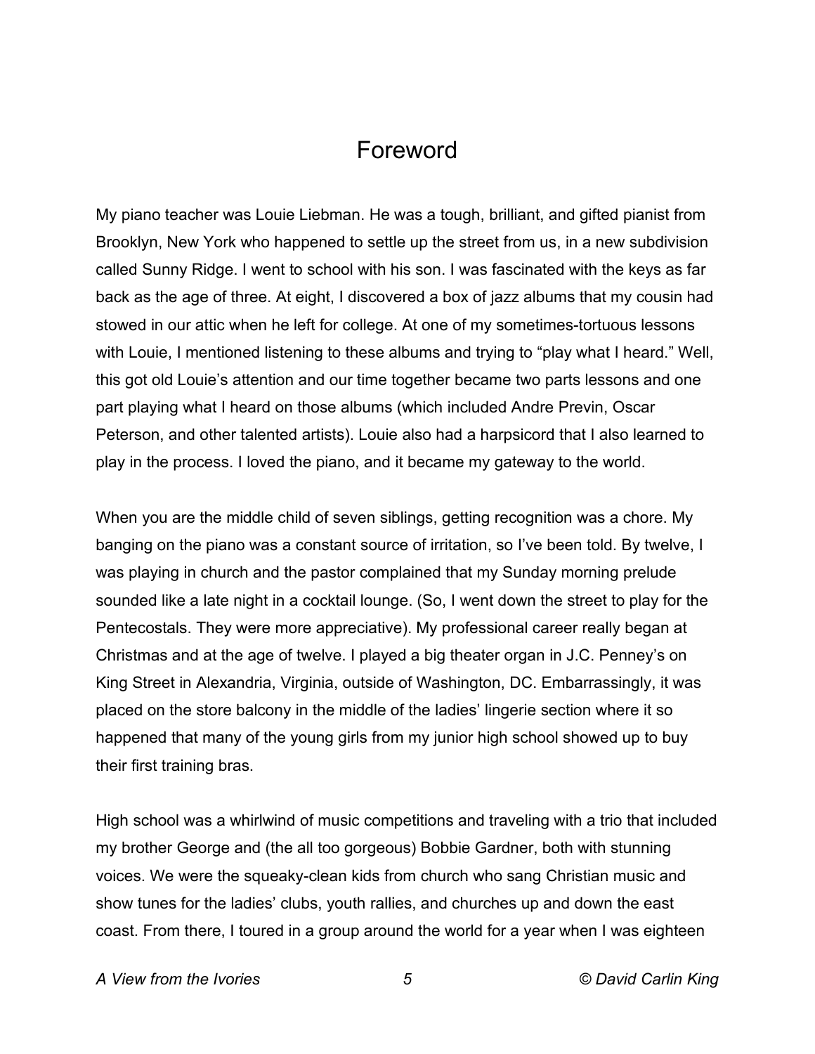# Foreword

My piano teacher was Louie Liebman. He was a tough, brilliant, and gifted pianist from Brooklyn, New York who happened to settle up the street from us, in a new subdivision called Sunny Ridge. I went to school with his son. I was fascinated with the keys as far back as the age of three. At eight, I discovered a box of jazz albums that my cousin had stowed in our attic when he left for college. At one of my sometimes-tortuous lessons with Louie, I mentioned listening to these albums and trying to "play what I heard." Well, this got old Louie's attention and our time together became two parts lessons and one part playing what I heard on those albums (which included Andre Previn, Oscar Peterson, and other talented artists). Louie also had a harpsicord that I also learned to play in the process. I loved the piano, and it became my gateway to the world.

When you are the middle child of seven siblings, getting recognition was a chore. My banging on the piano was a constant source of irritation, so I've been told. By twelve, I was playing in church and the pastor complained that my Sunday morning prelude sounded like a late night in a cocktail lounge. (So, I went down the street to play for the Pentecostals. They were more appreciative). My professional career really began at Christmas and at the age of twelve. I played a big theater organ in J.C. Penney's on King Street in Alexandria, Virginia, outside of Washington, DC. Embarrassingly, it was placed on the store balcony in the middle of the ladies' lingerie section where it so happened that many of the young girls from my junior high school showed up to buy their first training bras.

High school was a whirlwind of music competitions and traveling with a trio that included my brother George and (the all too gorgeous) Bobbie Gardner, both with stunning voices. We were the squeaky-clean kids from church who sang Christian music and show tunes for the ladies' clubs, youth rallies, and churches up and down the east coast. From there, I toured in a group around the world for a year when I was eighteen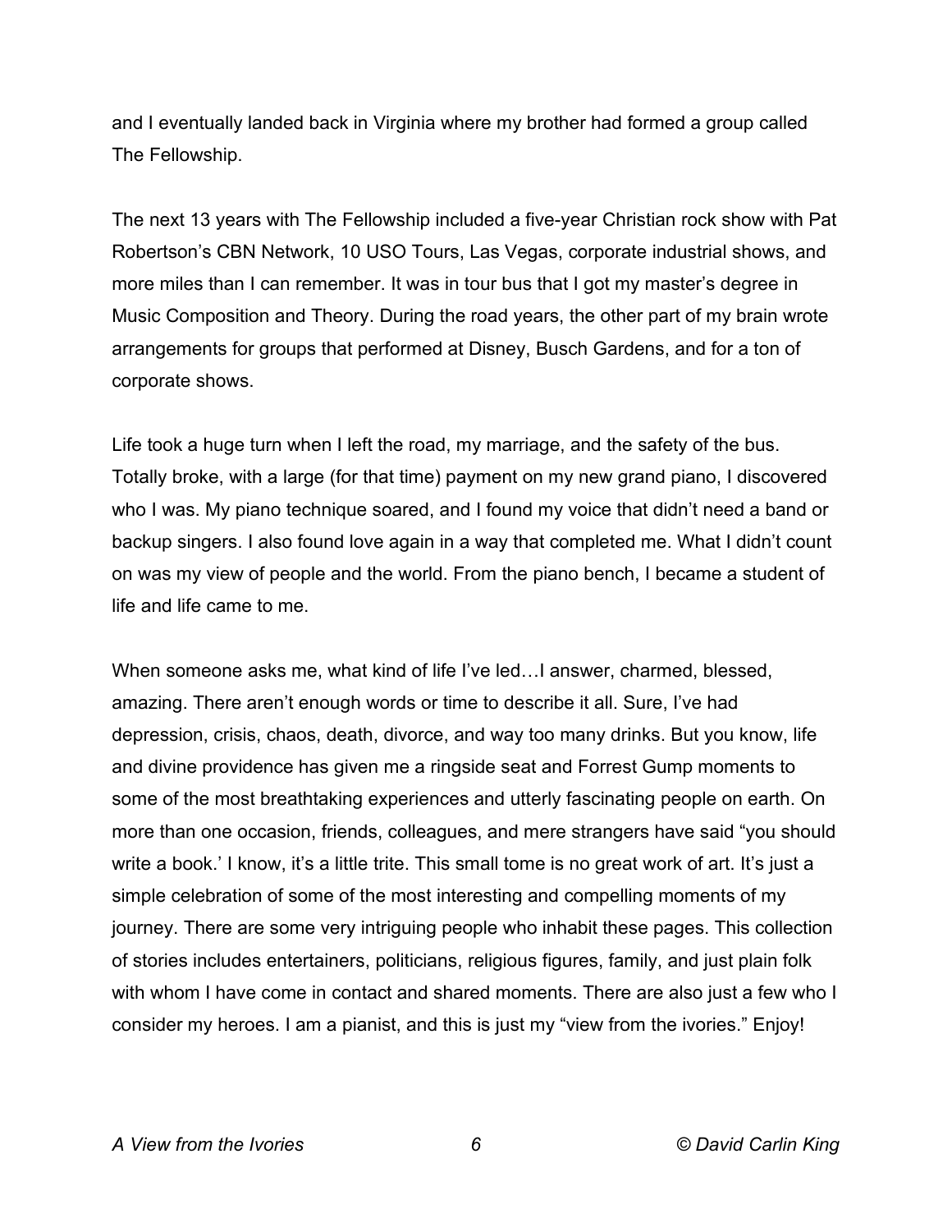and I eventually landed back in Virginia where my brother had formed a group called The Fellowship.

The next 13 years with The Fellowship included a five-year Christian rock show with Pat Robertson's CBN Network, 10 USO Tours, Las Vegas, corporate industrial shows, and more miles than I can remember. It was in tour bus that I got my master's degree in Music Composition and Theory. During the road years, the other part of my brain wrote arrangements for groups that performed at Disney, Busch Gardens, and for a ton of corporate shows.

Life took a huge turn when I left the road, my marriage, and the safety of the bus. Totally broke, with a large (for that time) payment on my new grand piano, I discovered who I was. My piano technique soared, and I found my voice that didn't need a band or backup singers. I also found love again in a way that completed me. What I didn't count on was my view of people and the world. From the piano bench, I became a student of life and life came to me.

When someone asks me, what kind of life I've led…I answer, charmed, blessed, amazing. There aren't enough words or time to describe it all. Sure, I've had depression, crisis, chaos, death, divorce, and way too many drinks. But you know, life and divine providence has given me a ringside seat and Forrest Gump moments to some of the most breathtaking experiences and utterly fascinating people on earth. On more than one occasion, friends, colleagues, and mere strangers have said "you should write a book.' I know, it's a little trite. This small tome is no great work of art. It's just a simple celebration of some of the most interesting and compelling moments of my journey. There are some very intriguing people who inhabit these pages. This collection of stories includes entertainers, politicians, religious figures, family, and just plain folk with whom I have come in contact and shared moments. There are also just a few who I consider my heroes. I am a pianist, and this is just my "view from the ivories." Enjoy!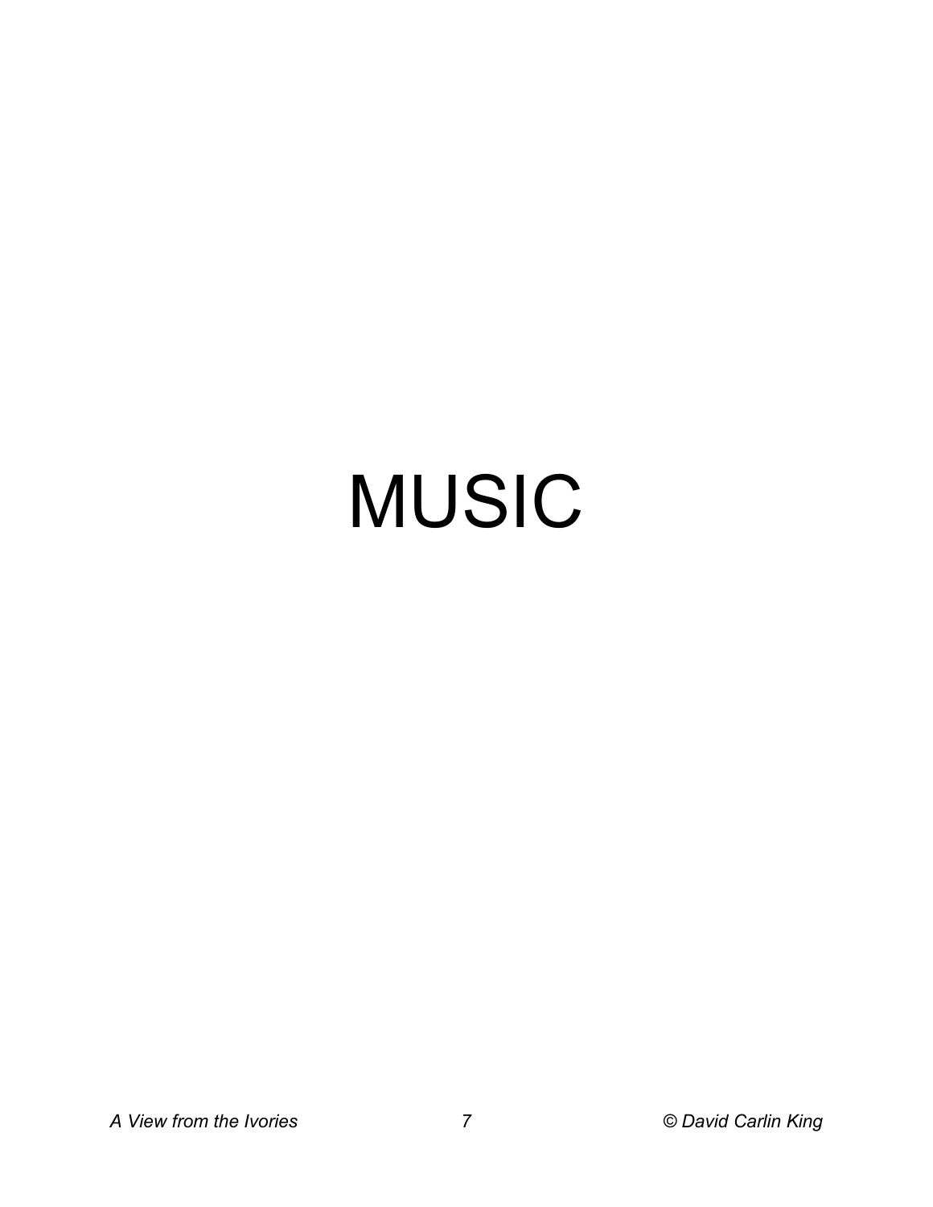# MUSIC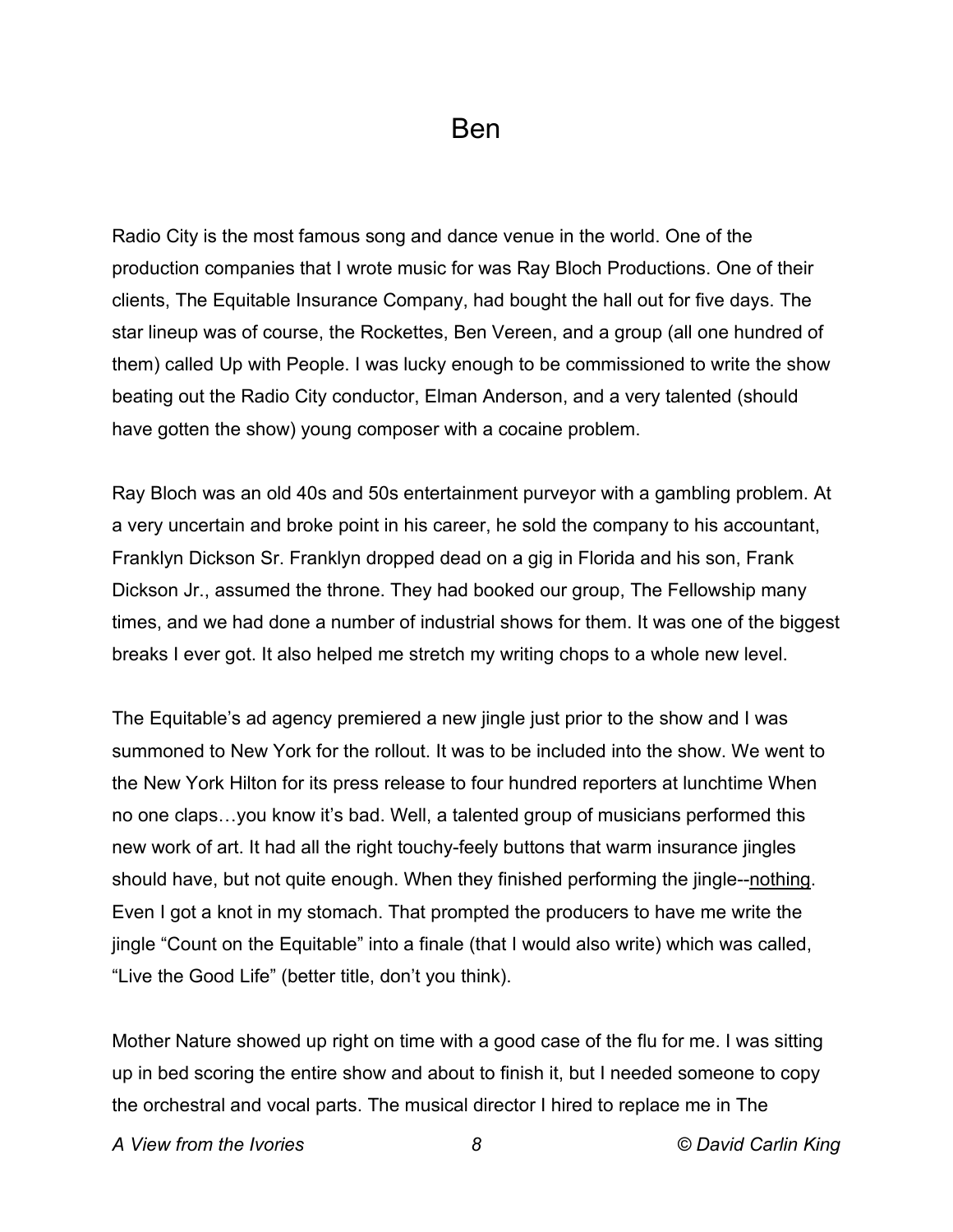# Ben

Radio City is the most famous song and dance venue in the world. One of the production companies that I wrote music for was Ray Bloch Productions. One of their clients, The Equitable Insurance Company, had bought the hall out for five days. The star lineup was of course, the Rockettes, Ben Vereen, and a group (all one hundred of them) called Up with People. I was lucky enough to be commissioned to write the show beating out the Radio City conductor, Elman Anderson, and a very talented (should have gotten the show) young composer with a cocaine problem.

Ray Bloch was an old 40s and 50s entertainment purveyor with a gambling problem. At a very uncertain and broke point in his career, he sold the company to his accountant, Franklyn Dickson Sr. Franklyn dropped dead on a gig in Florida and his son, Frank Dickson Jr., assumed the throne. They had booked our group, The Fellowship many times, and we had done a number of industrial shows for them. It was one of the biggest breaks I ever got. It also helped me stretch my writing chops to a whole new level.

The Equitable's ad agency premiered a new jingle just prior to the show and I was summoned to New York for the rollout. It was to be included into the show. We went to the New York Hilton for its press release to four hundred reporters at lunchtime When no one claps…you know it's bad. Well, a talented group of musicians performed this new work of art. It had all the right touchy-feely buttons that warm insurance jingles should have, but not quite enough. When they finished performing the jingle--<u>nothing</u>. Even I got a knot in my stomach. That prompted the producers to have me write the jingle "Count on the Equitable" into a finale (that I would also write) which was called, "Live the Good Life" (better title, don't you think).

Mother Nature showed up right on time with a good case of the flu for me. I was sitting up in bed scoring the entire show and about to finish it, but I needed someone to copy the orchestral and vocal parts. The musical director I hired to replace me in The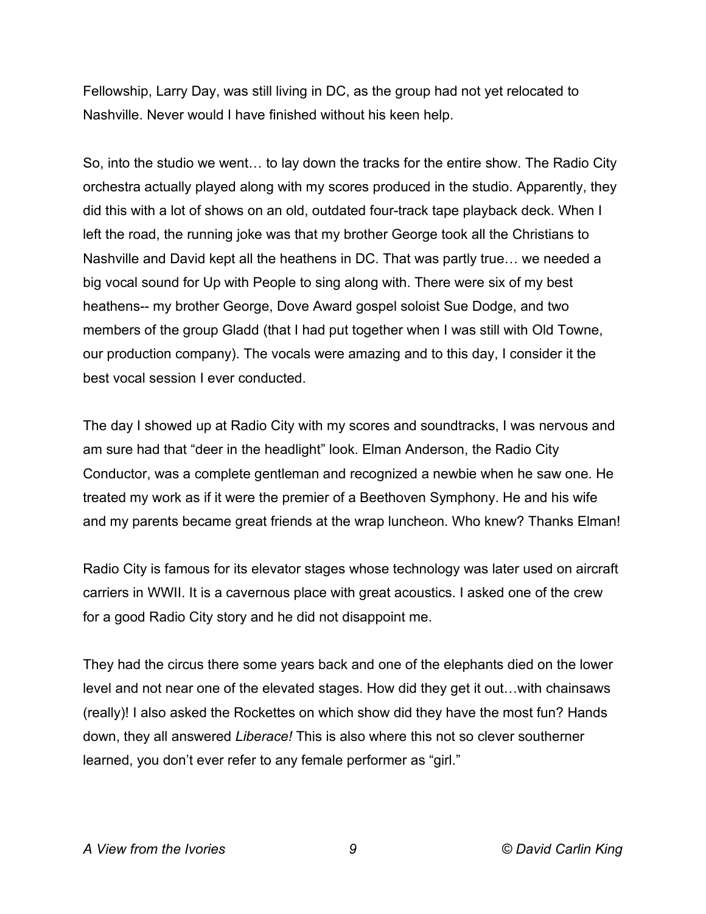Fellowship, Larry Day, was still living in DC, as the group had not yet relocated to Nashville. Never would I have finished without his keen help.

So, into the studio we went… to lay down the tracks for the entire show. The Radio City orchestra actually played along with my scores produced in the studio. Apparently, they did this with a lot of shows on an old, outdated four-track tape playback deck. When I left the road, the running joke was that my brother George took all the Christians to Nashville and David kept all the heathens in DC. That was partly true… we needed a big vocal sound for Up with People to sing along with. There were six of my best heathens-- my brother George, Dove Award gospel soloist Sue Dodge, and two members of the group Gladd (that I had put together when I was still with Old Towne, our production company). The vocals were amazing and to this day, I consider it the best vocal session I ever conducted.

The day I showed up at Radio City with my scores and soundtracks, I was nervous and am sure had that "deer in the headlight" look. Elman Anderson, the Radio City Conductor, was a complete gentleman and recognized a newbie when he saw one. He treated my work as if it were the premier of a Beethoven Symphony. He and his wife and my parents became great friends at the wrap luncheon. Who knew? Thanks Elman!

Radio City is famous for its elevator stages whose technology was later used on aircraft carriers in WWII. It is a cavernous place with great acoustics. I asked one of the crew for a good Radio City story and he did not disappoint me.

They had the circus there some years back and one of the elephants died on the lower level and not near one of the elevated stages. How did they get it out…with chainsaws (really)! I also asked the Rockettes on which show did they have the most fun? Hands down, they all answered *Liberace!* This is also where this not so clever southerner learned, you don't ever refer to any female performer as "girl."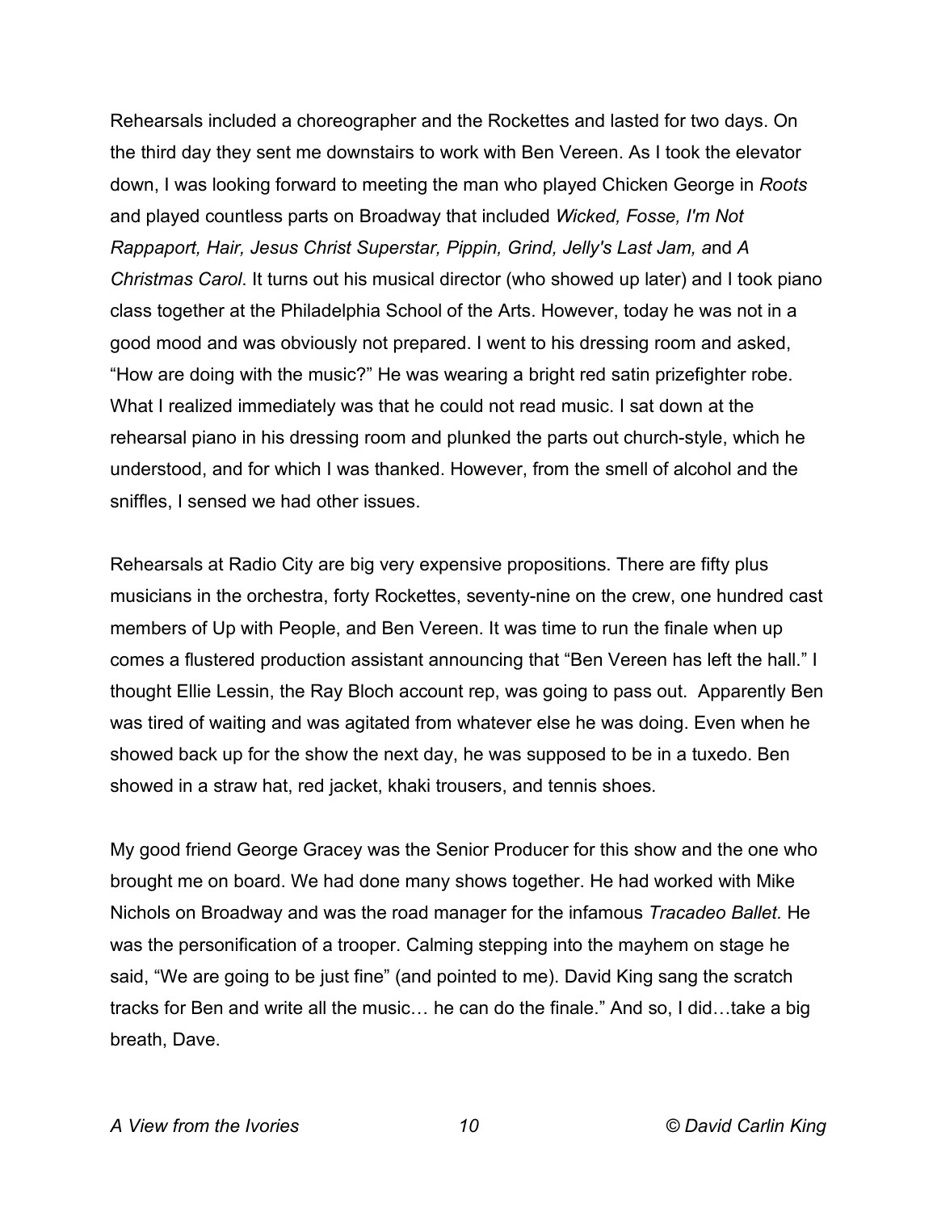Rehearsals included a choreographer and the Rockettes and lasted for two days. On the third day they sent me downstairs to work with Ben Vereen. As I took the elevator down, I was looking forward to meeting the man who played Chicken George in *Roots* and played countless parts on Broadway that included *Wicked, Fosse, I'm Not Rappaport, Hair, Jesus Christ Superstar, Pippin, Grind, Jelly's Last Jam,* and *A Christmas Carol*. It turns out his musical director (who showed up later) and I took piano class together at the Philadelphia School of the Arts. However, today he was not in a good mood and was obviously not prepared. I went to his dressing room and asked, "How are doing with the music?" He was wearing a bright red satin prizefighter robe. What I realized immediately was that he could not read music. I sat down at the rehearsal piano in his dressing room and plunked the parts out church-style, which he understood, and for which I was thanked. However, from the smell of alcohol and the sniffles, I sensed we had other issues.

Rehearsals at Radio City are big very expensive propositions. There are fifty plus musicians in the orchestra, forty Rockettes, seventy-nine on the crew, one hundred cast members of Up with People, and Ben Vereen. It was time to run the finale when up comes a flustered production assistant announcing that "Ben Vereen has left the hall." I thought Ellie Lessin, the Ray Bloch account rep, was going to pass out. Apparently Ben was tired of waiting and was agitated from whatever else he was doing. Even when he showed back up for the show the next day, he was supposed to be in a tuxedo. Ben showed in a straw hat, red jacket, khaki trousers, and tennis shoes.

My good friend George Gracey was the Senior Producer for this show and the one who brought me on board. We had done many shows together. He had worked with Mike Nichols on Broadway and was the road manager for the infamous *Tracadeo Ballet.* He was the personification of a trooper. Calming stepping into the mayhem on stage he said, "We are going to be just fine" (and pointed to me). David King sang the scratch tracks for Ben and write all the music… he can do the finale." And so, I did…take a big breath, Dave.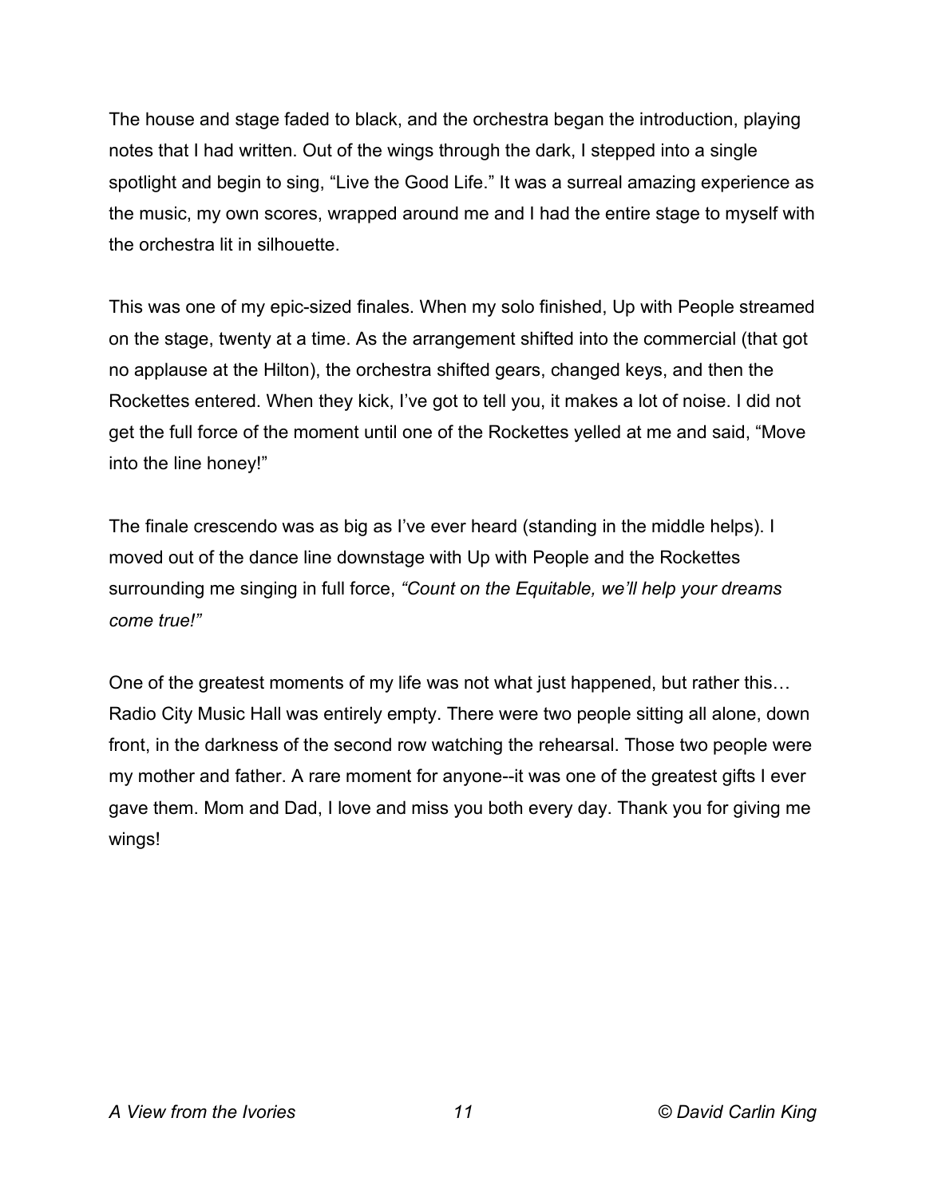The house and stage faded to black, and the orchestra began the introduction, playing notes that I had written. Out of the wings through the dark, I stepped into a single spotlight and begin to sing, "Live the Good Life." It was a surreal amazing experience as the music, my own scores, wrapped around me and I had the entire stage to myself with the orchestra lit in silhouette.

This was one of my epic-sized finales. When my solo finished, Up with People streamed on the stage, twenty at a time. As the arrangement shifted into the commercial (that got no applause at the Hilton), the orchestra shifted gears, changed keys, and then the Rockettes entered. When they kick, I've got to tell you, it makes a lot of noise. I did not get the full force of the moment until one of the Rockettes yelled at me and said, "Move into the line honey!"

The finale crescendo was as big as I've ever heard (standing in the middle helps). I moved out of the dance line downstage with Up with People and the Rockettes surrounding me singing in full force, *"Count on the Equitable, we'll help your dreams come true!"*

One of the greatest moments of my life was not what just happened, but rather this… Radio City Music Hall was entirely empty. There were two people sitting all alone, down front, in the darkness of the second row watching the rehearsal. Those two people were my mother and father. A rare moment for anyone--it was one of the greatest gifts I ever gave them. Mom and Dad, I love and miss you both every day. Thank you for giving me wings!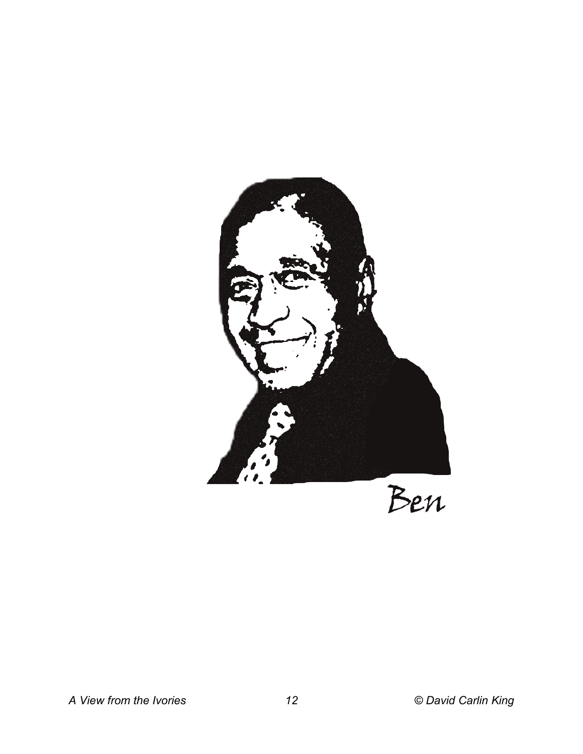Ben